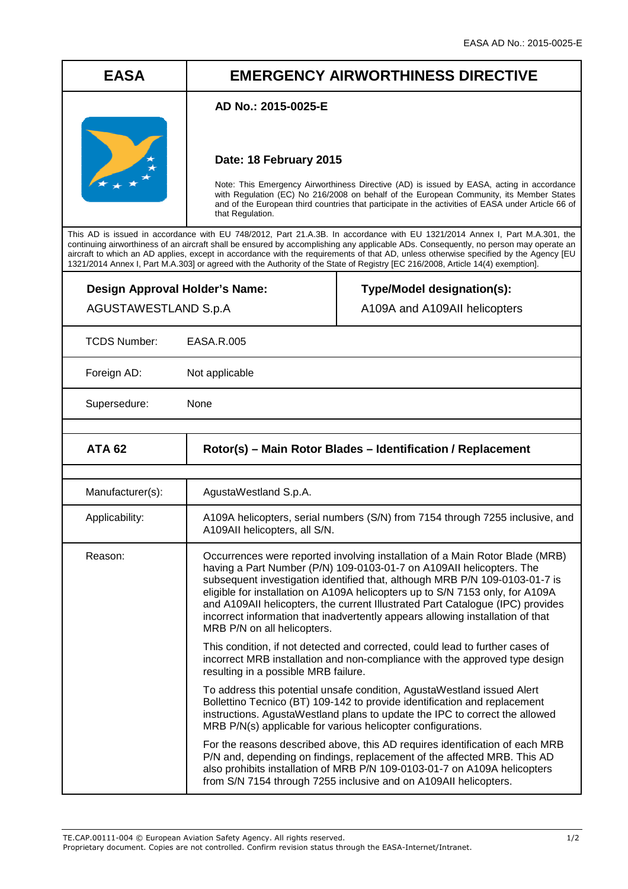EASA AD No.: 2015-0025-E

| EASA | EMERGENCY AIRWORTHINESS DIRECTIVE |
|---|---|
| | **AD No.: 2015-0025-E**<br><br>**Date: 18 February 2015**<br><br>Note: This Emergency Airworthiness Directive (AD) is issued by EASA, acting in accordance with Regulation (EC) No 216/2008 on behalf of the European Community, its Member States and of the European third countries that participate in the activities of EASA under Article 66 of that Regulation. |

This AD is issued in accordance with EU 748/2012, Part 21.A.3B. In accordance with EU 1321/2014 Annex I, Part M.A.301, the continuing airworthiness of an aircraft shall be ensured by accomplishing any applicable ADs. Consequently, no person may operate an aircraft to which an AD applies, except in accordance with the requirements of that AD, unless otherwise specified by the Agency [EU 1321/2014 Annex I, Part M.A.303] or agreed with the Authority of the State of Registry [EC 216/2008, Article 14(4) exemption].

| **Design Approval Holder's Name:** | **Type/Model designation(s):** |
|---|---|
| AGUSTAWESTLAND S.p.A | A109A and A109AII helicopters |

| | |
|---|---|
| TCDS Number: | EASA.R.005 |
| Foreign AD: | Not applicable |
| Supersedure: | None |

| **ATA 62** | **Rotor(s) – Main Rotor Blades – Identification / Replacement** |
|---|---|
| Manufacturer(s): | AgustaWestland S.p.A. |
| Applicability: | A109A helicopters, serial numbers (S/N) from 7154 through 7255 inclusive, and A109AII helicopters, all S/N. |
| Reason: | Occurrences were reported involving installation of a Main Rotor Blade (MRB) having a Part Number (P/N) 109-0103-01-7 on A109AII helicopters. The subsequent investigation identified that, although MRB P/N 109-0103-01-7 is eligible for installation on A109A helicopters up to S/N 7153 only, for A109A and A109AII helicopters, the current Illustrated Part Catalogue (IPC) provides incorrect information that inadvertently appears allowing installation of that MRB P/N on all helicopters.<br><br>This condition, if not detected and corrected, could lead to further cases of incorrect MRB installation and non-compliance with the approved type design resulting in a possible MRB failure.<br><br>To address this potential unsafe condition, AgustaWestland issued Alert Bollettino Tecnico (BT) 109-142 to provide identification and replacement instructions. AgustaWestland plans to update the IPC to correct the allowed MRB P/N(s) applicable for various helicopter configurations.<br><br>For the reasons described above, this AD requires identification of each MRB P/N and, depending on findings, replacement of the affected MRB. This AD also prohibits installation of MRB P/N 109-0103-01-7 on A109A helicopters from S/N 7154 through 7255 inclusive and on A109AII helicopters. |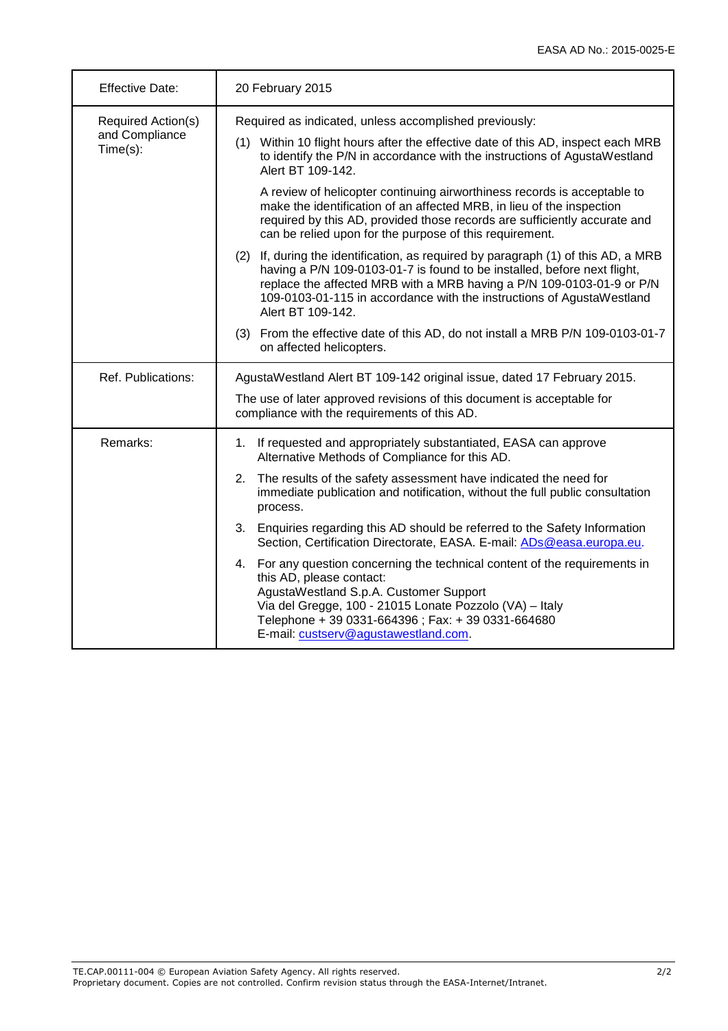| | |
|---|---|
| Effective Date: | 20 February 2015 |
| Required Action(s) and Compliance Time(s): | Required as indicated, unless accomplished previously:<br><br>(1) Within 10 flight hours after the effective date of this AD, inspect each MRB to identify the P/N in accordance with the instructions of AgustaWestland Alert BT 109-142.<br><br>A review of helicopter continuing airworthiness records is acceptable to make the identification of an affected MRB, in lieu of the inspection required by this AD, provided those records are sufficiently accurate and can be relied upon for the purpose of this requirement.<br><br>(2) If, during the identification, as required by paragraph (1) of this AD, a MRB having a P/N 109-0103-01-7 is found to be installed, before next flight, replace the affected MRB with a MRB having a P/N 109-0103-01-9 or P/N 109-0103-01-115 in accordance with the instructions of AgustaWestland Alert BT 109-142.<br><br>(3) From the effective date of this AD, do not install a MRB P/N 109-0103-01-7 on affected helicopters. |
| Ref. Publications: | AgustaWestland Alert BT 109-142 original issue, dated 17 February 2015.<br><br>The use of later approved revisions of this document is acceptable for compliance with the requirements of this AD. |
| Remarks: | 1. If requested and appropriately substantiated, EASA can approve Alternative Methods of Compliance for this AD.<br><br>2. The results of the safety assessment have indicated the need for immediate publication and notification, without the full public consultation process.<br><br>3. Enquiries regarding this AD should be referred to the Safety Information Section, Certification Directorate, EASA. E-mail: ADs@easa.europa.eu.<br><br>4. For any question concerning the technical content of the requirements in this AD, please contact:<br>AgustaWestland S.p.A. Customer Support<br>Via del Gregge, 100 - 21015 Lonate Pozzolo (VA) – Italy<br>Telephone + 39 0331-664396 ; Fax: + 39 0331-664680<br>E-mail: custserv@agustawestland.com. |